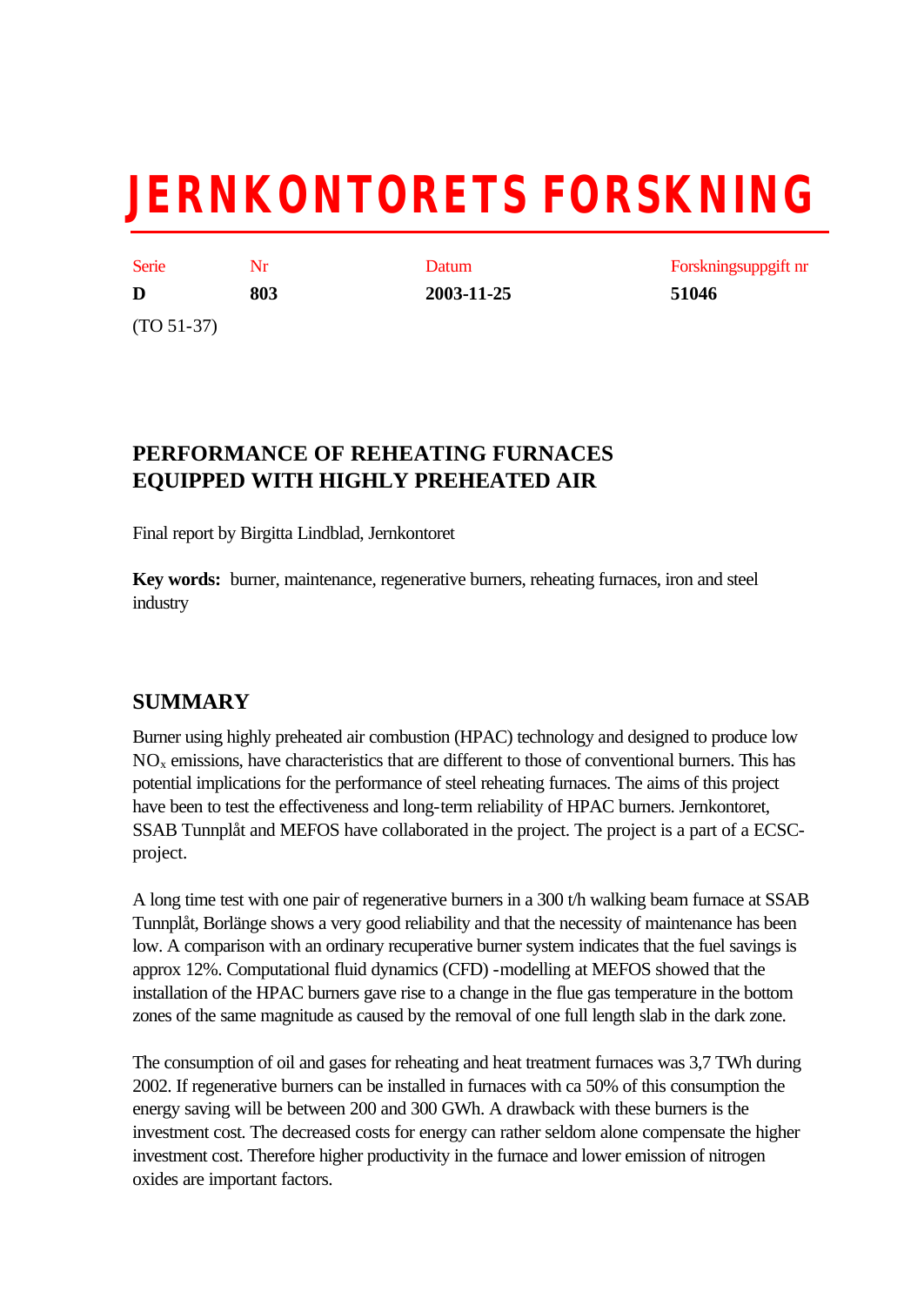# JERNKONTORETS FORSKNING

| Serie | Nr | Datum | Forskningsuppgift nr |
|---|---|---|---|
| **D** | **803** | **2003-11-25** | **51046** |

(TO 51-37)

## PERFORMANCE OF REHEATING FURNACES EQUIPPED WITH HIGHLY PREHEATED AIR

Final report by Birgitta Lindblad, Jernkontoret

**Key words:** burner, maintenance, regenerative burners, reheating furnaces, iron and steel industry

## SUMMARY

Burner using highly preheated air combustion (HPAC) technology and designed to produce low $NO_x$ emissions, have characteristics that are different to those of conventional burners. This has potential implications for the performance of steel reheating furnaces. The aims of this project have been to test the effectiveness and long-term reliability of HPAC burners. Jernkontoret, SSAB Tunnplåt and MEFOS have collaborated in the project. The project is a part of a ECSC-project.

A long time test with one pair of regenerative burners in a 300 t/h walking beam furnace at SSAB Tunnplåt, Borlänge shows a very good reliability and that the necessity of maintenance has been low. A comparison with an ordinary recuperative burner system indicates that the fuel savings is approx 12%. Computational fluid dynamics (CFD) -modelling at MEFOS showed that the installation of the HPAC burners gave rise to a change in the flue gas temperature in the bottom zones of the same magnitude as caused by the removal of one full length slab in the dark zone.

The consumption of oil and gases for reheating and heat treatment furnaces was 3,7 TWh during 2002. If regenerative burners can be installed in furnaces with ca 50% of this consumption the energy saving will be between 200 and 300 GWh. A drawback with these burners is the investment cost. The decreased costs for energy can rather seldom alone compensate the higher investment cost. Therefore higher productivity in the furnace and lower emission of nitrogen oxides are important factors.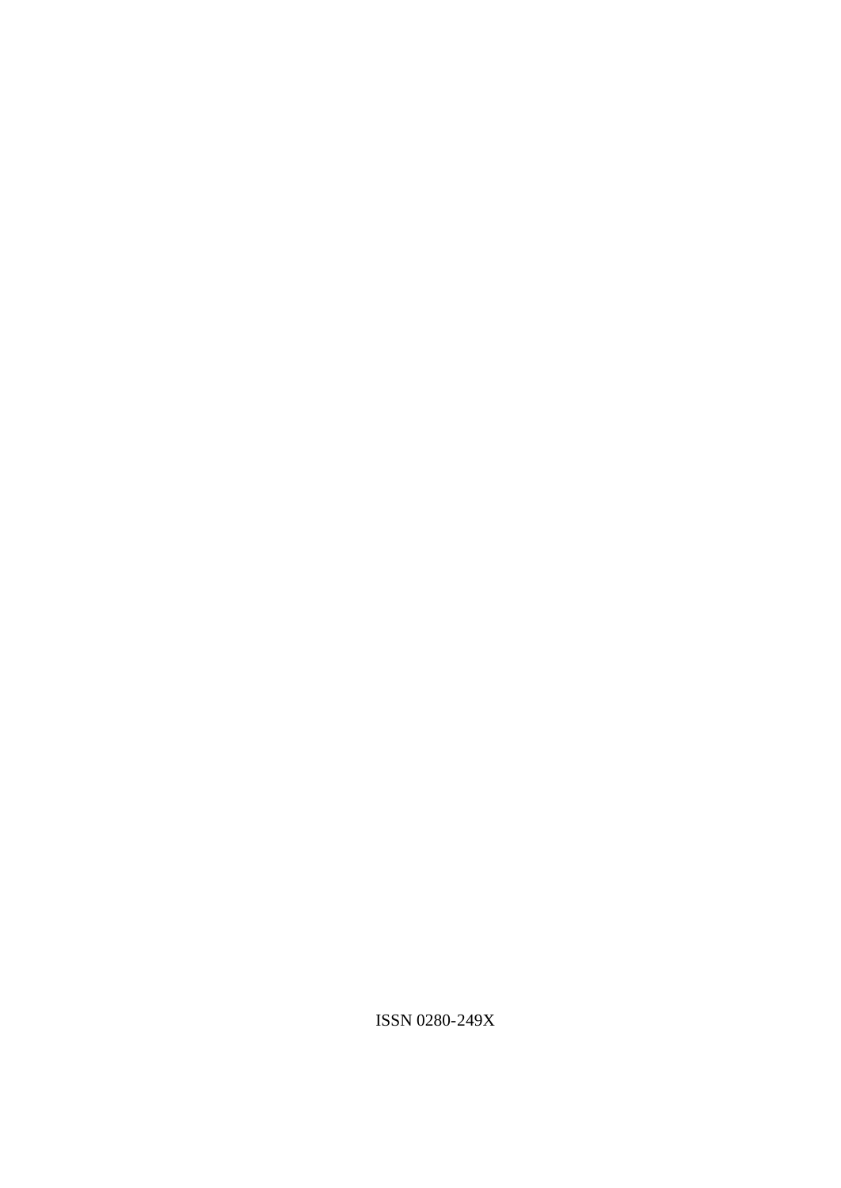ISSN 0280-249X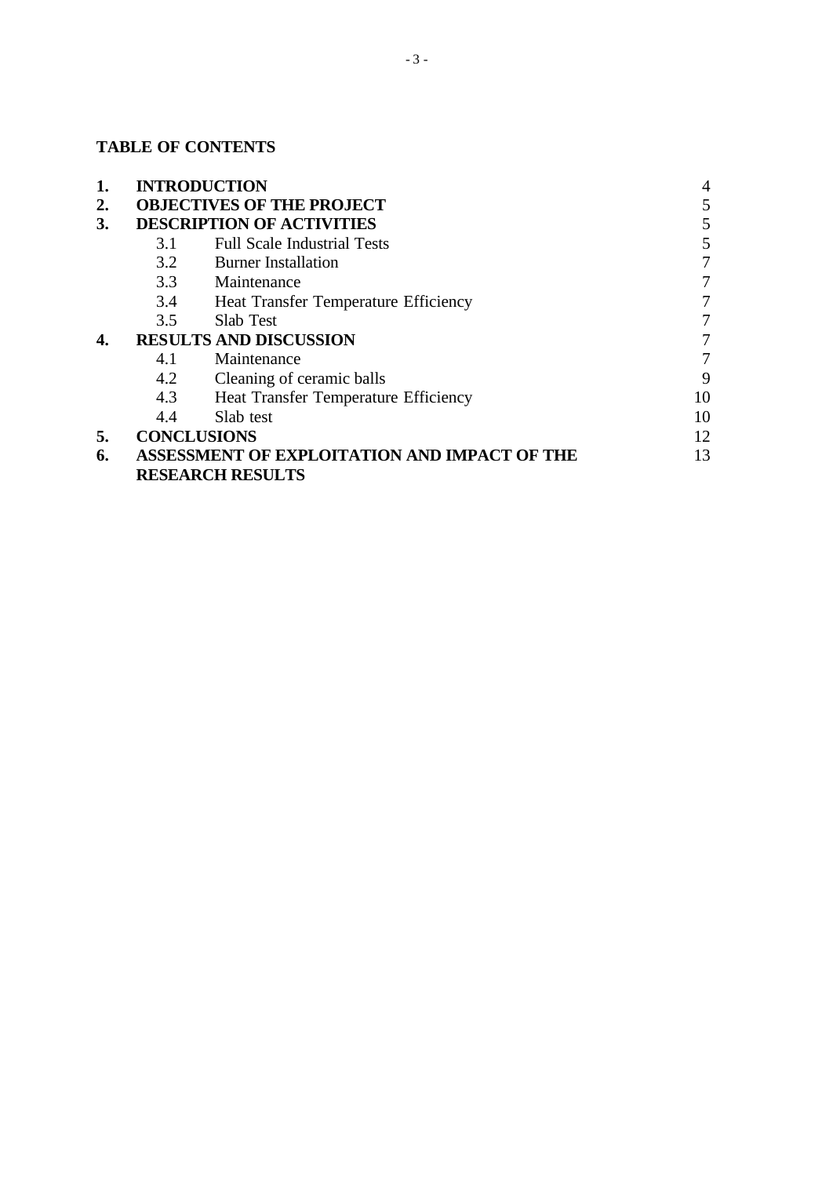**TABLE OF CONTENTS**

| | | | |
|---|---|---|---|
| **1.** | **INTRODUCTION** | | 4 |
| **2.** | **OBJECTIVES OF THE PROJECT** | | 5 |
| **3.** | **DESCRIPTION OF ACTIVITIES** | | 5 |
| | 3.1 | Full Scale Industrial Tests | 5 |
| | 3.2 | Burner Installation | 7 |
| | 3.3 | Maintenance | 7 |
| | 3.4 | Heat Transfer Temperature Efficiency | 7 |
| | 3.5 | Slab Test | 7 |
| **4.** | **RESULTS AND DISCUSSION** | | 7 |
| | 4.1 | Maintenance | 7 |
| | 4.2 | Cleaning of ceramic balls | 9 |
| | 4.3 | Heat Transfer Temperature Efficiency | 10 |
| | 4.4 | Slab test | 10 |
| **5.** | **CONCLUSIONS** | | 12 |
| **6.** | **ASSESSMENT OF EXPLOITATION AND IMPACT OF THE RESEARCH RESULTS** | | 13 |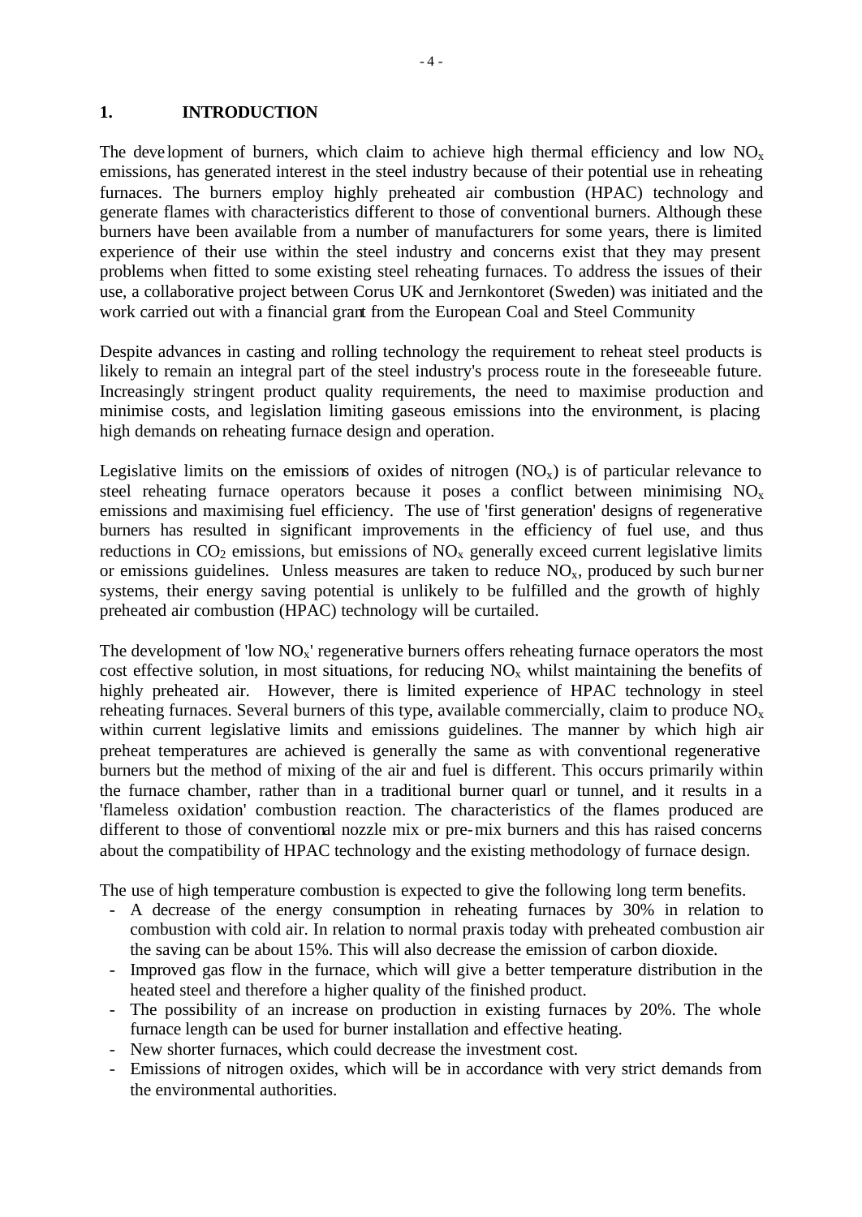# 1. INTRODUCTION

The development of burners, which claim to achieve high thermal efficiency and low $NO_x$ emissions, has generated interest in the steel industry because of their potential use in reheating furnaces. The burners employ highly preheated air combustion (HPAC) technology and generate flames with characteristics different to those of conventional burners. Although these burners have been available from a number of manufacturers for some years, there is limited experience of their use within the steel industry and concerns exist that they may present problems when fitted to some existing steel reheating furnaces. To address the issues of their use, a collaborative project between Corus UK and Jernkontoret (Sweden) was initiated and the work carried out with a financial grant from the European Coal and Steel Community

Despite advances in casting and rolling technology the requirement to reheat steel products is likely to remain an integral part of the steel industry's process route in the foreseeable future. Increasingly stringent product quality requirements, the need to maximise production and minimise costs, and legislation limiting gaseous emissions into the environment, is placing high demands on reheating furnace design and operation.

Legislative limits on the emissions of oxides of nitrogen ($NO_x$) is of particular relevance to steel reheating furnace operators because it poses a conflict between minimising $NO_x$ emissions and maximising fuel efficiency. The use of 'first generation' designs of regenerative burners has resulted in significant improvements in the efficiency of fuel use, and thus reductions in $CO_2$ emissions, but emissions of $NO_x$ generally exceed current legislative limits or emissions guidelines. Unless measures are taken to reduce $NO_x$, produced by such burner systems, their energy saving potential is unlikely to be fulfilled and the growth of highly preheated air combustion (HPAC) technology will be curtailed.

The development of 'low $NO_x$' regenerative burners offers reheating furnace operators the most cost effective solution, in most situations, for reducing $NO_x$ whilst maintaining the benefits of highly preheated air. However, there is limited experience of HPAC technology in steel reheating furnaces. Several burners of this type, available commercially, claim to produce $NO_x$ within current legislative limits and emissions guidelines. The manner by which high air preheat temperatures are achieved is generally the same as with conventional regenerative burners but the method of mixing of the air and fuel is different. This occurs primarily within the furnace chamber, rather than in a traditional burner quarl or tunnel, and it results in a 'flameless oxidation' combustion reaction. The characteristics of the flames produced are different to those of conventional nozzle mix or pre-mix burners and this has raised concerns about the compatibility of HPAC technology and the existing methodology of furnace design.

The use of high temperature combustion is expected to give the following long term benefits.

- A decrease of the energy consumption in reheating furnaces by 30% in relation to combustion with cold air. In relation to normal praxis today with preheated combustion air the saving can be about 15%. This will also decrease the emission of carbon dioxide.
- Improved gas flow in the furnace, which will give a better temperature distribution in the heated steel and therefore a higher quality of the finished product.
- The possibility of an increase on production in existing furnaces by 20%. The whole furnace length can be used for burner installation and effective heating.
- New shorter furnaces, which could decrease the investment cost.
- Emissions of nitrogen oxides, which will be in accordance with very strict demands from the environmental authorities.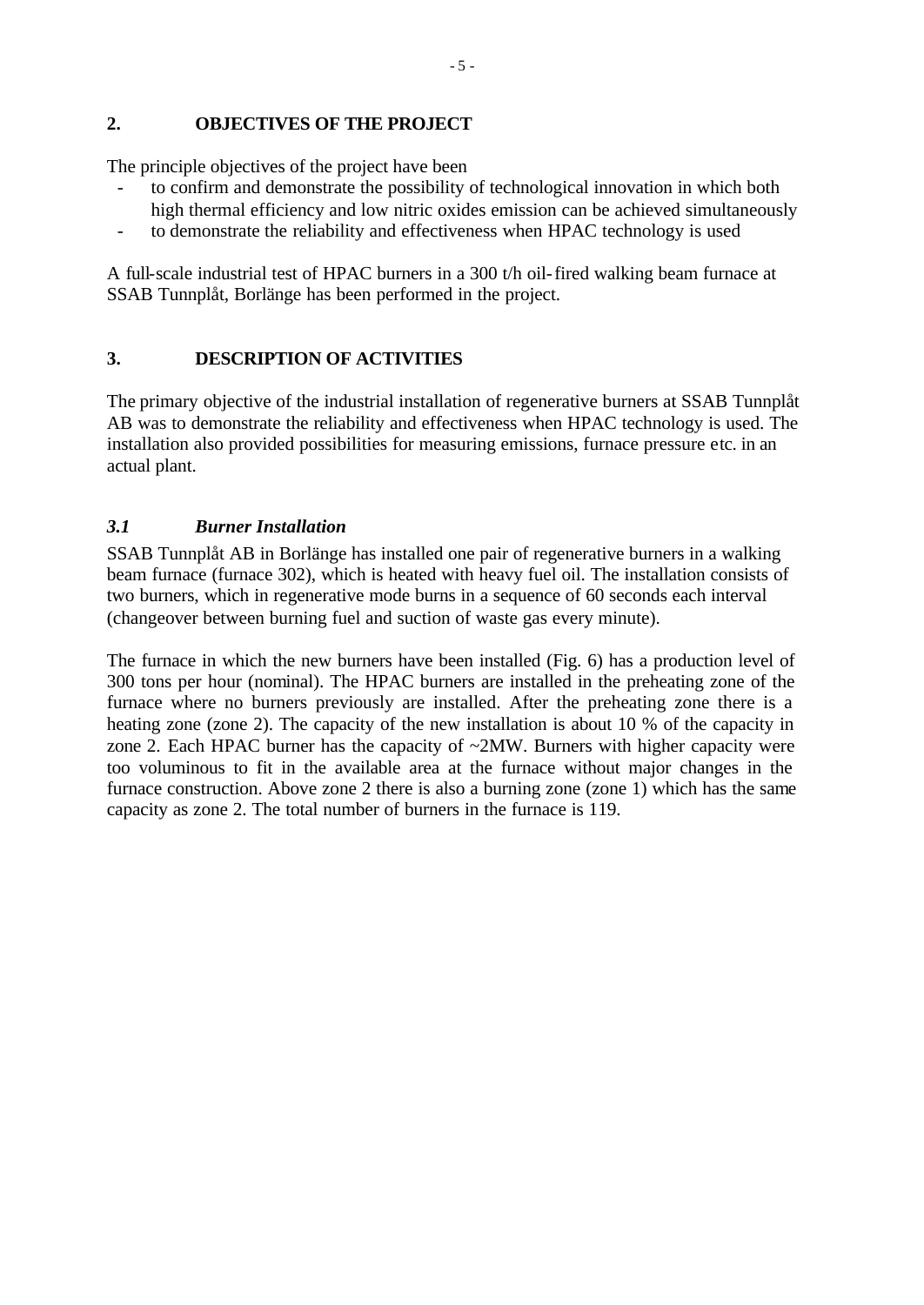## 2. OBJECTIVES OF THE PROJECT

The principle objectives of the project have been

- to confirm and demonstrate the possibility of technological innovation in which both high thermal efficiency and low nitric oxides emission can be achieved simultaneously
- to demonstrate the reliability and effectiveness when HPAC technology is used

A full-scale industrial test of HPAC burners in a 300 t/h oil-fired walking beam furnace at SSAB Tunnplåt, Borlänge has been performed in the project.

## 3. DESCRIPTION OF ACTIVITIES

The primary objective of the industrial installation of regenerative burners at SSAB Tunnplåt AB was to demonstrate the reliability and effectiveness when HPAC technology is used. The installation also provided possibilities for measuring emissions, furnace pressure etc. in an actual plant.

### *3.1 Burner Installation*

SSAB Tunnplåt AB in Borlänge has installed one pair of regenerative burners in a walking beam furnace (furnace 302), which is heated with heavy fuel oil. The installation consists of two burners, which in regenerative mode burns in a sequence of 60 seconds each interval (changeover between burning fuel and suction of waste gas every minute).

The furnace in which the new burners have been installed (Fig. 6) has a production level of 300 tons per hour (nominal). The HPAC burners are installed in the preheating zone of the furnace where no burners previously are installed. After the preheating zone there is a heating zone (zone 2). The capacity of the new installation is about 10 % of the capacity in zone 2. Each HPAC burner has the capacity of ~2MW. Burners with higher capacity were too voluminous to fit in the available area at the furnace without major changes in the furnace construction. Above zone 2 there is also a burning zone (zone 1) which has the same capacity as zone 2. The total number of burners in the furnace is 119.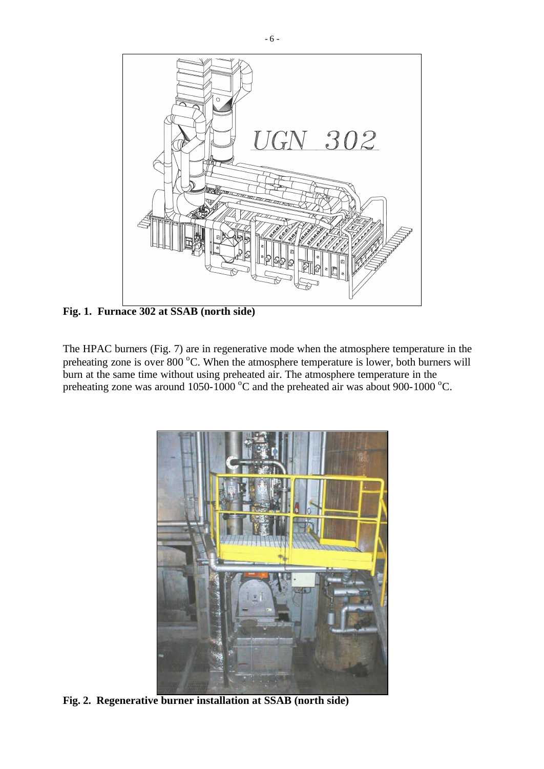**Fig. 1. Furnace 302 at SSAB (north side)**

The HPAC burners (Fig. 7) are in regenerative mode when the atmosphere temperature in the preheating zone is over 800 °C. When the atmosphere temperature is lower, both burners will burn at the same time without using preheated air. The atmosphere temperature in the preheating zone was around 1050-1000 °C and the preheated air was about 900-1000 °C.

**Fig. 2. Regenerative burner installation at SSAB (north side)**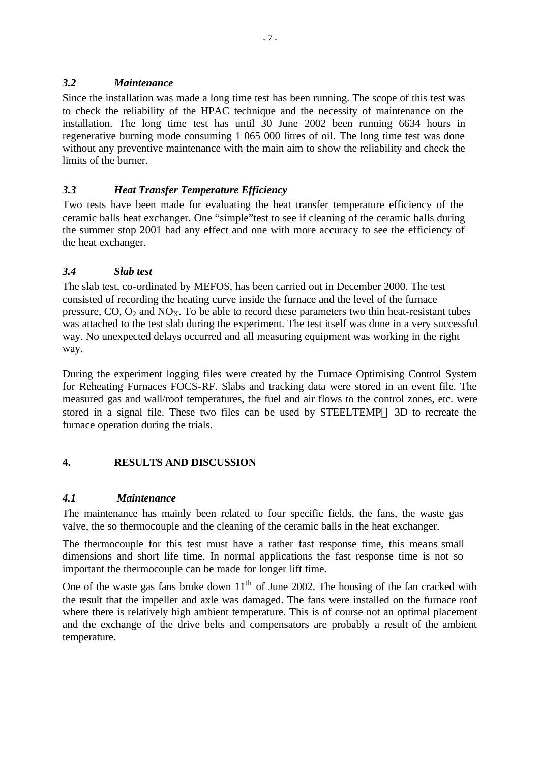### *3.2 Maintenance*

Since the installation was made a long time test has been running. The scope of this test was to check the reliability of the HPAC technique and the necessity of maintenance on the installation. The long time test has until 30 June 2002 been running 6634 hours in regenerative burning mode consuming 1 065 000 litres of oil. The long time test was done without any preventive maintenance with the main aim to show the reliability and check the limits of the burner.

### *3.3 Heat Transfer Temperature Efficiency*

Two tests have been made for evaluating the heat transfer temperature efficiency of the ceramic balls heat exchanger. One "simple"test to see if cleaning of the ceramic balls during the summer stop 2001 had any effect and one with more accuracy to see the efficiency of the heat exchanger.

### *3.4 Slab test*

The slab test, co-ordinated by MEFOS, has been carried out in December 2000. The test consisted of recording the heating curve inside the furnace and the level of the furnace pressure, CO, $O_2$ and $NO_X$. To be able to record these parameters two thin heat-resistant tubes was attached to the test slab during the experiment. The test itself was done in a very successful way. No unexpected delays occurred and all measuring equipment was working in the right way.

During the experiment logging files were created by the Furnace Optimising Control System for Reheating Furnaces FOCS-RF. Slabs and tracking data were stored in an event file. The measured gas and wall/roof temperatures, the fuel and air flows to the control zones, etc. were stored in a signal file. These two files can be used by STEELTEMP® 3D to recreate the furnace operation during the trials.

## 4. RESULTS AND DISCUSSION

### *4.1 Maintenance*

The maintenance has mainly been related to four specific fields, the fans, the waste gas valve, the so thermocouple and the cleaning of the ceramic balls in the heat exchanger.

The thermocouple for this test must have a rather fast response time, this means small dimensions and short life time. In normal applications the fast response time is not so important the thermocouple can be made for longer lift time.

One of the waste gas fans broke down 11$^{th}$ of June 2002. The housing of the fan cracked with the result that the impeller and axle was damaged. The fans were installed on the furnace roof where there is relatively high ambient temperature. This is of course not an optimal placement and the exchange of the drive belts and compensators are probably a result of the ambient temperature.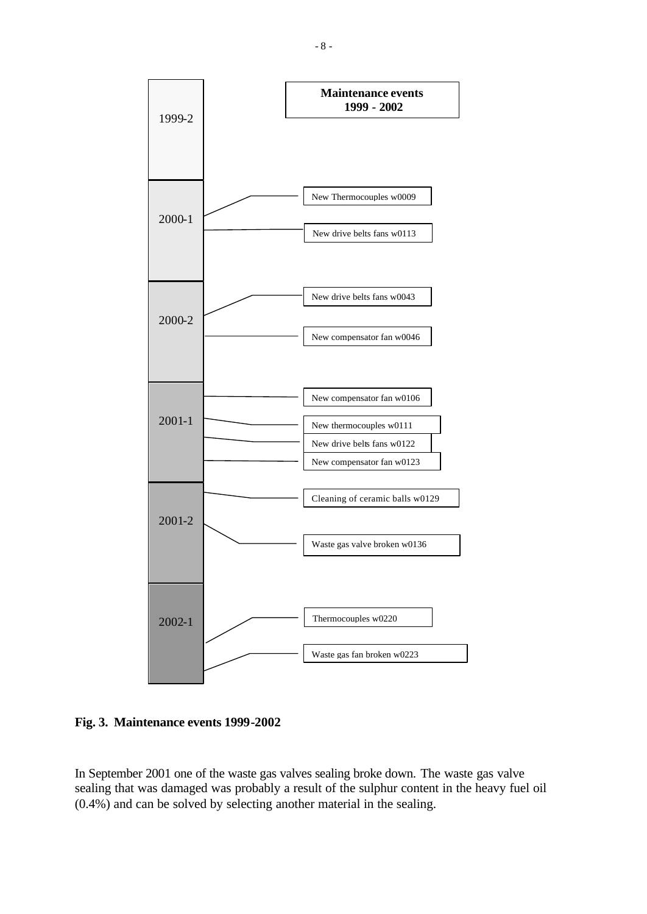**Maintenance events 1999 - 2002**

| Period | Maintenance events |
| --- | --- |
| 1999-2 | |
| 2000-1 | New Thermocouples w0009 |
| | New drive belts fans w0113 |
| 2000-2 | New drive belts fans w0043 |
| | New compensator fan w0046 |
| 2001-1 | New compensator fan w0106 |
| | New thermocouples w0111 |
| | New drive belts fans w0122 |
| | New compensator fan w0123 |
| 2001-2 | Cleaning of ceramic balls w0129 |
| | Waste gas valve broken w0136 |
| 2002-1 | Thermocouples w0220 |
| | Waste gas fan broken w0223 |

**Fig. 3. Maintenance events 1999-2002**

In September 2001 one of the waste gas valves sealing broke down. The waste gas valve sealing that was damaged was probably a result of the sulphur content in the heavy fuel oil (0.4%) and can be solved by selecting another material in the sealing.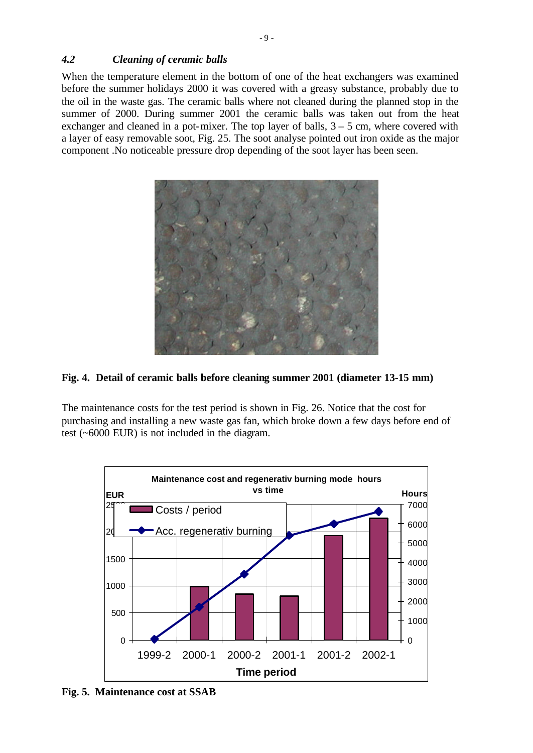### *4.2 Cleaning of ceramic balls*

When the temperature element in the bottom of one of the heat exchangers was examined before the summer holidays 2000 it was covered with a greasy substance, probably due to the oil in the waste gas. The ceramic balls where not cleaned during the planned stop in the summer of 2000. During summer 2001 the ceramic balls was taken out from the heat exchanger and cleaned in a pot-mixer. The top layer of balls, 3 – 5 cm, where covered with a layer of easy removable soot, Fig. 25. The soot analyse pointed out iron oxide as the major component .No noticeable pressure drop depending of the soot layer has been seen.

**Fig. 4. Detail of ceramic balls before cleaning summer 2001 (diameter 13-15 mm)**

The maintenance costs for the test period is shown in Fig. 26. Notice that the cost for purchasing and installing a new waste gas fan, which broke down a few days before end of test (~6000 EUR) is not included in the diagram.

**Fig. 5. Maintenance cost at SSAB**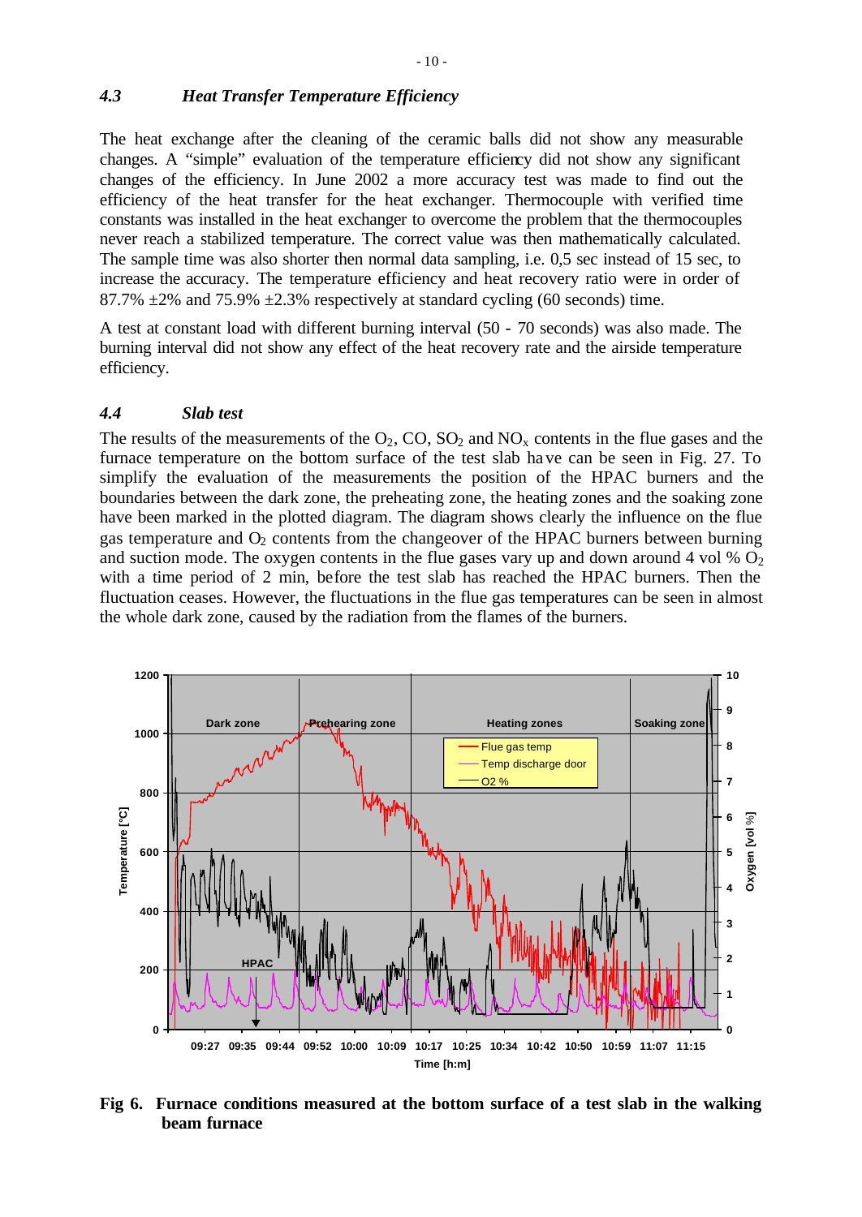### 4.3 *Heat Transfer Temperature Efficiency*

The heat exchange after the cleaning of the ceramic balls did not show any measurable changes. A "simple" evaluation of the temperature efficiency did not show any significant changes of the efficiency. In June 2002 a more accuracy test was made to find out the efficiency of the heat transfer for the heat exchanger. Thermocouple with verified time constants was installed in the heat exchanger to overcome the problem that the thermocouples never reach a stabilized temperature. The correct value was then mathematically calculated. The sample time was also shorter then normal data sampling, i.e. 0,5 sec instead of 15 sec, to increase the accuracy. The temperature efficiency and heat recovery ratio were in order of 87.7% ±2% and 75.9% ±2.3% respectively at standard cycling (60 seconds) time.

A test at constant load with different burning interval (50 - 70 seconds) was also made. The burning interval did not show any effect of the heat recovery rate and the airside temperature efficiency.

### 4.4 *Slab test*

The results of the measurements of the $O_2$, CO, $SO_2$ and $NO_x$ contents in the flue gases and the furnace temperature on the bottom surface of the test slab have can be seen in Fig. 27. To simplify the evaluation of the measurements the position of the HPAC burners and the boundaries between the dark zone, the preheating zone, the heating zones and the soaking zone have been marked in the plotted diagram. The diagram shows clearly the influence on the flue gas temperature and $O_2$ contents from the changeover of the HPAC burners between burning and suction mode. The oxygen contents in the flue gases vary up and down around 4 vol % $O_2$ with a time period of 2 min, before the test slab has reached the HPAC burners. Then the fluctuation ceases. However, the fluctuations in the flue gas temperatures can be seen in almost the whole dark zone, caused by the radiation from the flames of the burners.

**Fig 6. Furnace conditions measured at the bottom surface of a test slab in the walking beam furnace**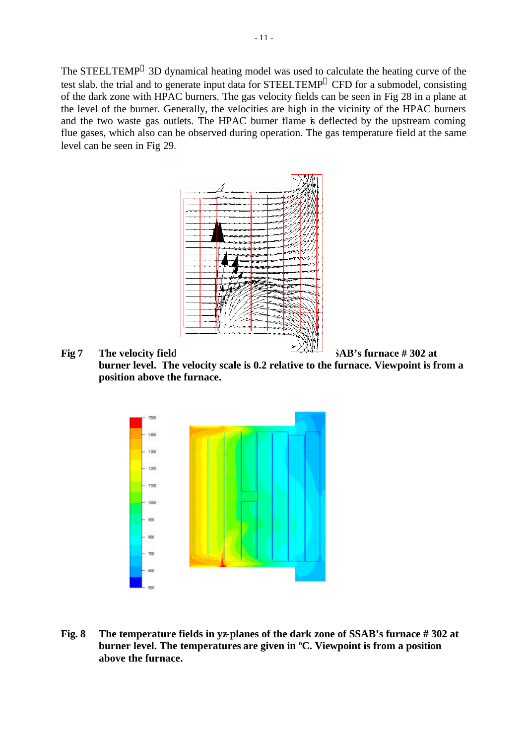The STEELTEMP 3D dynamical heating model was used to calculate the heating curve of the test slab. the trial and to generate input data for STEELTEMP CFD for a submodel, consisting of the dark zone with HPAC burners. The gas velocity fields can be seen in Fig 28 in a plane at the level of the burner. Generally, the velocities are high in the vicinity of the HPAC burners and the two waste gas outlets. The HPAC burner flame is deflected by the upstream coming flue gases, which also can be observed during operation. The gas temperature field at the same level can be seen in Fig 29.

**Fig 7 The velocity field ... SSAB's furnace # 302 at burner level. The velocity scale is 0.2 relative to the furnace. Viewpoint is from a position above the furnace.**

**Fig. 8 The temperature fields in yz-planes of the dark zone of SSAB's furnace # 302 at burner level. The temperatures are given in ºC. Viewpoint is from a position above the furnace.**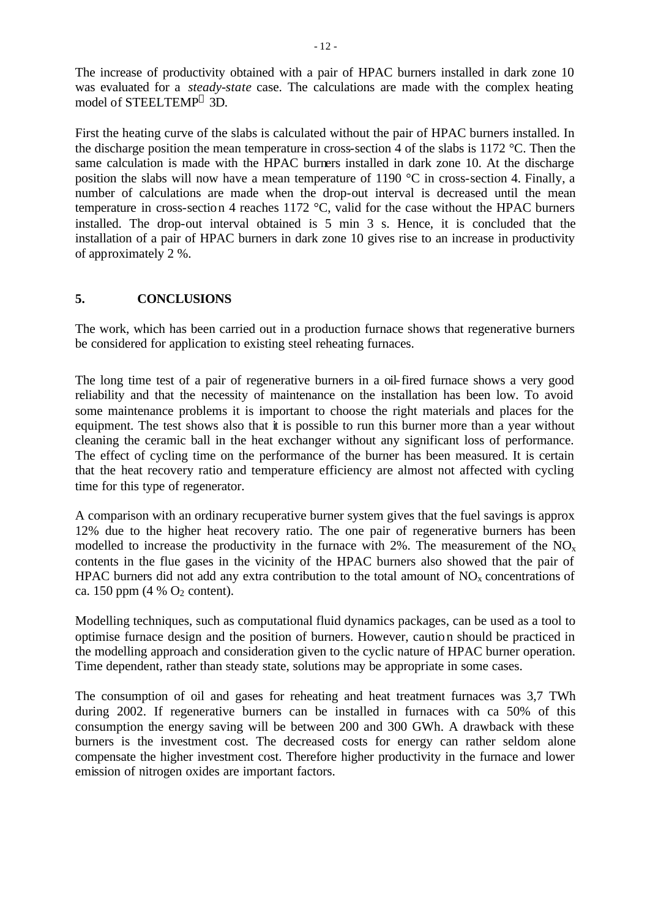The increase of productivity obtained with a pair of HPAC burners installed in dark zone 10 was evaluated for a *steady-state* case. The calculations are made with the complex heating model of STEELTEMP® 3D.

First the heating curve of the slabs is calculated without the pair of HPAC burners installed. In the discharge position the mean temperature in cross-section 4 of the slabs is 1172 °C. Then the same calculation is made with the HPAC burners installed in dark zone 10. At the discharge position the slabs will now have a mean temperature of 1190 °C in cross-section 4. Finally, a number of calculations are made when the drop-out interval is decreased until the mean temperature in cross-section 4 reaches 1172 °C, valid for the case without the HPAC burners installed. The drop-out interval obtained is 5 min 3 s. Hence, it is concluded that the installation of a pair of HPAC burners in dark zone 10 gives rise to an increase in productivity of approximately 2 %.

## 5. CONCLUSIONS

The work, which has been carried out in a production furnace shows that regenerative burners be considered for application to existing steel reheating furnaces.

The long time test of a pair of regenerative burners in a oil-fired furnace shows a very good reliability and that the necessity of maintenance on the installation has been low. To avoid some maintenance problems it is important to choose the right materials and places for the equipment. The test shows also that it is possible to run this burner more than a year without cleaning the ceramic ball in the heat exchanger without any significant loss of performance. The effect of cycling time on the performance of the burner has been measured. It is certain that the heat recovery ratio and temperature efficiency are almost not affected with cycling time for this type of regenerator.

A comparison with an ordinary recuperative burner system gives that the fuel savings is approx 12% due to the higher heat recovery ratio. The one pair of regenerative burners has been modelled to increase the productivity in the furnace with 2%. The measurement of the $NO_x$ contents in the flue gases in the vicinity of the HPAC burners also showed that the pair of HPAC burners did not add any extra contribution to the total amount of $NO_x$ concentrations of ca. 150 ppm (4 % $O_2$ content).

Modelling techniques, such as computational fluid dynamics packages, can be used as a tool to optimise furnace design and the position of burners. However, caution should be practiced in the modelling approach and consideration given to the cyclic nature of HPAC burner operation. Time dependent, rather than steady state, solutions may be appropriate in some cases.

The consumption of oil and gases for reheating and heat treatment furnaces was 3,7 TWh during 2002. If regenerative burners can be installed in furnaces with ca 50% of this consumption the energy saving will be between 200 and 300 GWh. A drawback with these burners is the investment cost. The decreased costs for energy can rather seldom alone compensate the higher investment cost. Therefore higher productivity in the furnace and lower emission of nitrogen oxides are important factors.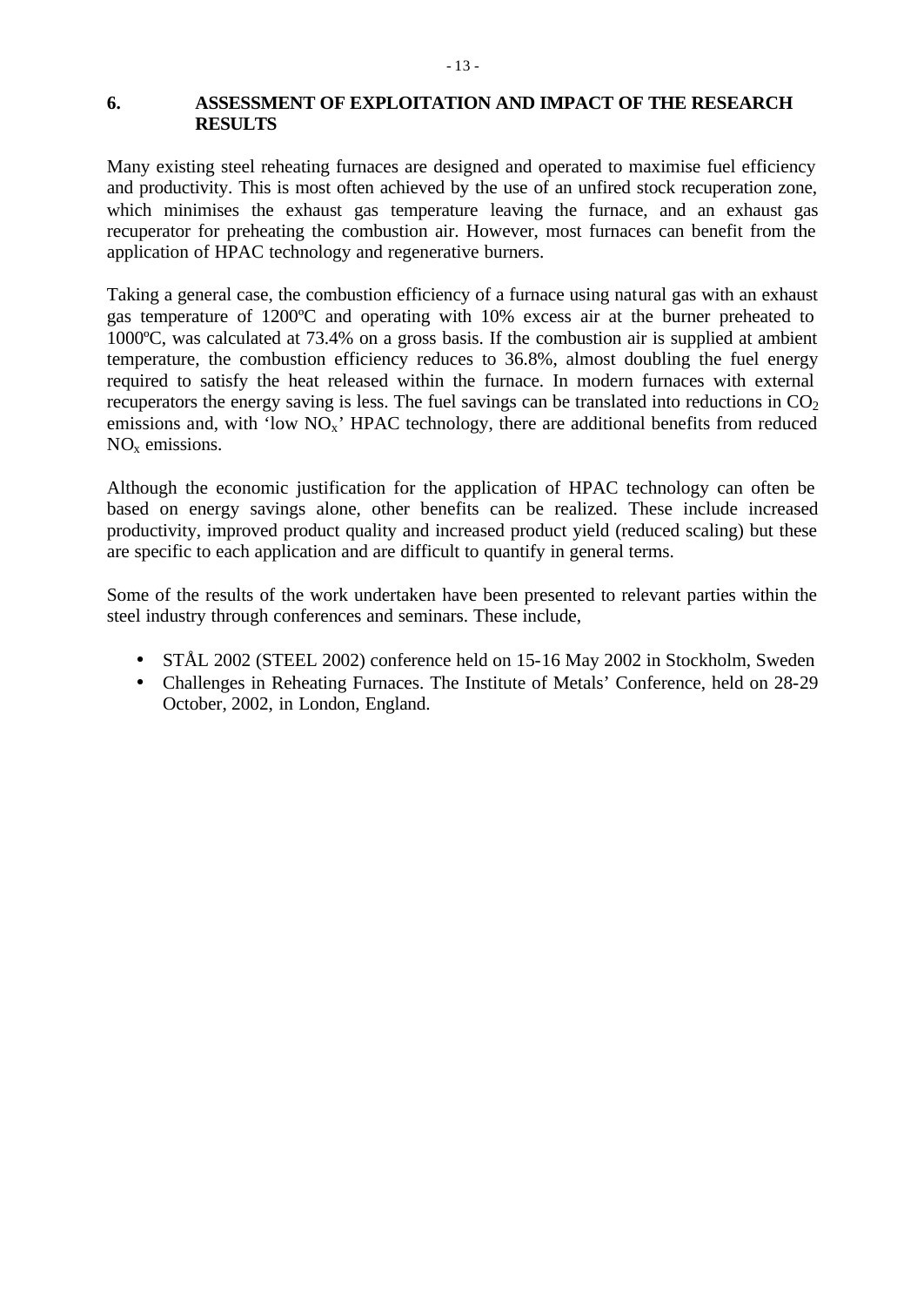# 6. ASSESSMENT OF EXPLOITATION AND IMPACT OF THE RESEARCH RESULTS

Many existing steel reheating furnaces are designed and operated to maximise fuel efficiency and productivity. This is most often achieved by the use of an unfired stock recuperation zone, which minimises the exhaust gas temperature leaving the furnace, and an exhaust gas recuperator for preheating the combustion air. However, most furnaces can benefit from the application of HPAC technology and regenerative burners.

Taking a general case, the combustion efficiency of a furnace using natural gas with an exhaust gas temperature of 1200ºC and operating with 10% excess air at the burner preheated to 1000ºC, was calculated at 73.4% on a gross basis. If the combustion air is supplied at ambient temperature, the combustion efficiency reduces to 36.8%, almost doubling the fuel energy required to satisfy the heat released within the furnace. In modern furnaces with external recuperators the energy saving is less. The fuel savings can be translated into reductions in $CO_2$ emissions and, with 'low $NO_x$' HPAC technology, there are additional benefits from reduced $NO_x$ emissions.

Although the economic justification for the application of HPAC technology can often be based on energy savings alone, other benefits can be realized. These include increased productivity, improved product quality and increased product yield (reduced scaling) but these are specific to each application and are difficult to quantify in general terms.

Some of the results of the work undertaken have been presented to relevant parties within the steel industry through conferences and seminars. These include,

- STÅL 2002 (STEEL 2002) conference held on 15-16 May 2002 in Stockholm, Sweden
- Challenges in Reheating Furnaces. The Institute of Metals' Conference, held on 28-29 October, 2002, in London, England.